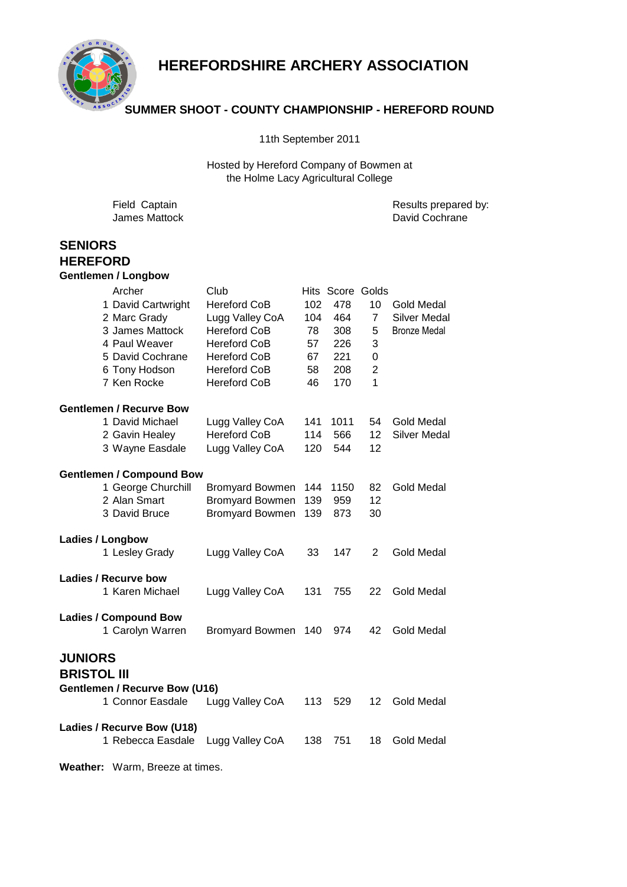# HEREFORDSHIRE ARCHERY ASSOCIATION

## SUMMER SHOOT - COUNTY CHAMPIONSHIP - HEREFORD ROUND

11th September 2011

Hosted by Hereford Company of Bowmen at
the Holme Lacy Agricultural College

Field Captain
James Mattock

Results prepared by:
David Cochrane

## SENIORS

### HEREFORD

**Gentlemen / Longbow**

| | Archer | Club | Hits | Score | Golds | |
|---|---|---|---|---|---|---|
| 1 | David Cartwright | Hereford CoB | 102 | 478 | 10 | Gold Medal |
| 2 | Marc Grady | Lugg Valley CoA | 104 | 464 | 7 | Silver Medal |
| 3 | James Mattock | Hereford CoB | 78 | 308 | 5 | Bronze Medal |
| 4 | Paul Weaver | Hereford CoB | 57 | 226 | 3 | |
| 5 | David Cochrane | Hereford CoB | 67 | 221 | 0 | |
| 6 | Tony Hodson | Hereford CoB | 58 | 208 | 2 | |
| 7 | Ken Rocke | Hereford CoB | 46 | 170 | 1 | |

**Gentlemen / Recurve Bow**

| | Archer | Club | Hits | Score | Golds | |
|---|---|---|---|---|---|---|
| 1 | David Michael | Lugg Valley CoA | 141 | 1011 | 54 | Gold Medal |
| 2 | Gavin Healey | Hereford CoB | 114 | 566 | 12 | Silver Medal |
| 3 | Wayne Easdale | Lugg Valley CoA | 120 | 544 | 12 | |

**Gentlemen / Compound Bow**

| | Archer | Club | Hits | Score | Golds | |
|---|---|---|---|---|---|---|
| 1 | George Churchill | Bromyard Bowmen | 144 | 1150 | 82 | Gold Medal |
| 2 | Alan Smart | Bromyard Bowmen | 139 | 959 | 12 | |
| 3 | David Bruce | Bromyard Bowmen | 139 | 873 | 30 | |

**Ladies / Longbow**

| | Archer | Club | Hits | Score | Golds | |
|---|---|---|---|---|---|---|
| 1 | Lesley Grady | Lugg Valley CoA | 33 | 147 | 2 | Gold Medal |

**Ladies / Recurve bow**

| | Archer | Club | Hits | Score | Golds | |
|---|---|---|---|---|---|---|
| 1 | Karen Michael | Lugg Valley CoA | 131 | 755 | 22 | Gold Medal |

**Ladies / Compound Bow**

| | Archer | Club | Hits | Score | Golds | |
|---|---|---|---|---|---|---|
| 1 | Carolyn Warren | Bromyard Bowmen | 140 | 974 | 42 | Gold Medal |

## JUNIORS

### BRISTOL III

**Gentlemen / Recurve Bow (U16)**

| | Archer | Club | Hits | Score | Golds | |
|---|---|---|---|---|---|---|
| 1 | Connor Easdale | Lugg Valley CoA | 113 | 529 | 12 | Gold Medal |

**Ladies / Recurve Bow (U18)**

| | Archer | Club | Hits | Score | Golds | |
|---|---|---|---|---|---|---|
| 1 | Rebecca Easdale | Lugg Valley CoA | 138 | 751 | 18 | Gold Medal |

**Weather:** Warm, Breeze at times.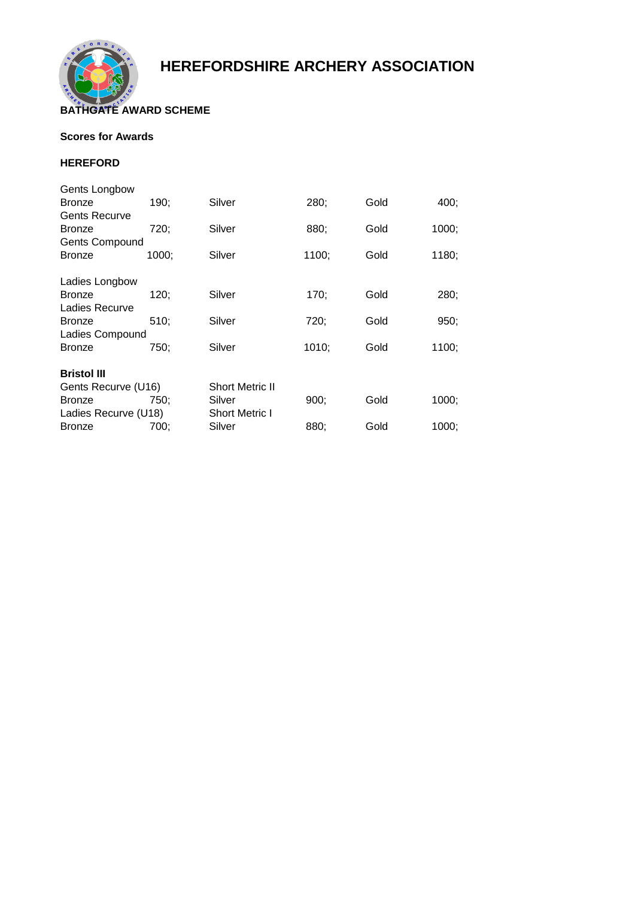# HEREFORDSHIRE ARCHERY ASSOCIATION

**BATHGATE AWARD SCHEME**

**Scores for Awards**

**HEREFORD**

| | | | | | |
|---|---|---|---|---|---|
| Gents Longbow | | | | | |
| Bronze | 190; | Silver | 280; | Gold | 400; |
| Gents Recurve | | | | | |
| Bronze | 720; | Silver | 880; | Gold | 1000; |
| Gents Compound | | | | | |
| Bronze | 1000; | Silver | 1100; | Gold | 1180; |
| | | | | | |
| Ladies Longbow | | | | | |
| Bronze | 120; | Silver | 170; | Gold | 280; |
| Ladies Recurve | | | | | |
| Bronze | 510; | Silver | 720; | Gold | 950; |
| Ladies Compound | | | | | |
| Bronze | 750; | Silver | 1010; | Gold | 1100; |
| | | | | | |
| **Bristol III** | | | | | |
| Gents Recurve (U16) | | Short Metric II | | | |
| Bronze | 750; | Silver | 900; | Gold | 1000; |
| Ladies Recurve (U18) | | Short Metric I | | | |
| Bronze | 700; | Silver | 880; | Gold | 1000; |